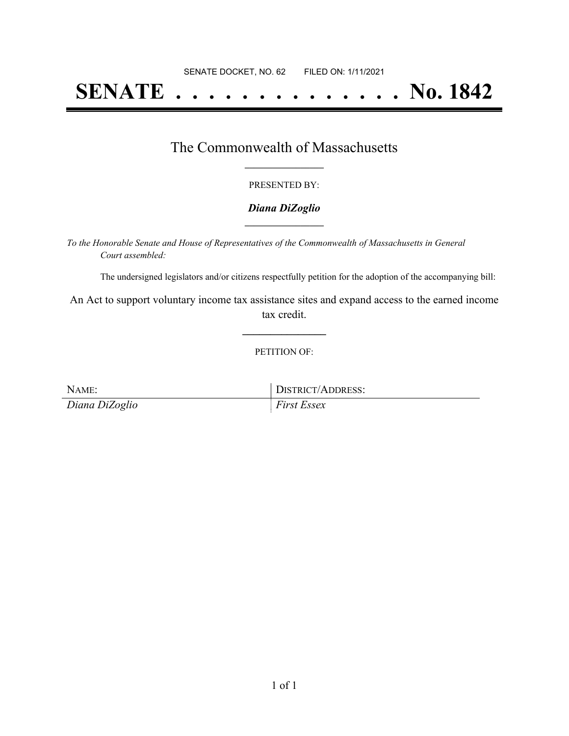SENATE DOCKET, NO. 62        FILED ON: 1/11/2021

# SENATE . . . . . . . . . . . . . . No. 1842

## The Commonwealth of Massachusetts

PRESENTED BY:

***Diana DiZoglio***

*To the Honorable Senate and House of Representatives of the Commonwealth of Massachusetts in General Court assembled:*

The undersigned legislators and/or citizens respectfully petition for the adoption of the accompanying bill:

An Act to support voluntary income tax assistance sites and expand access to the earned income tax credit.

PETITION OF:

| NAME: | DISTRICT/ADDRESS: |
| --- | --- |
| *Diana DiZoglio* | *First Essex* |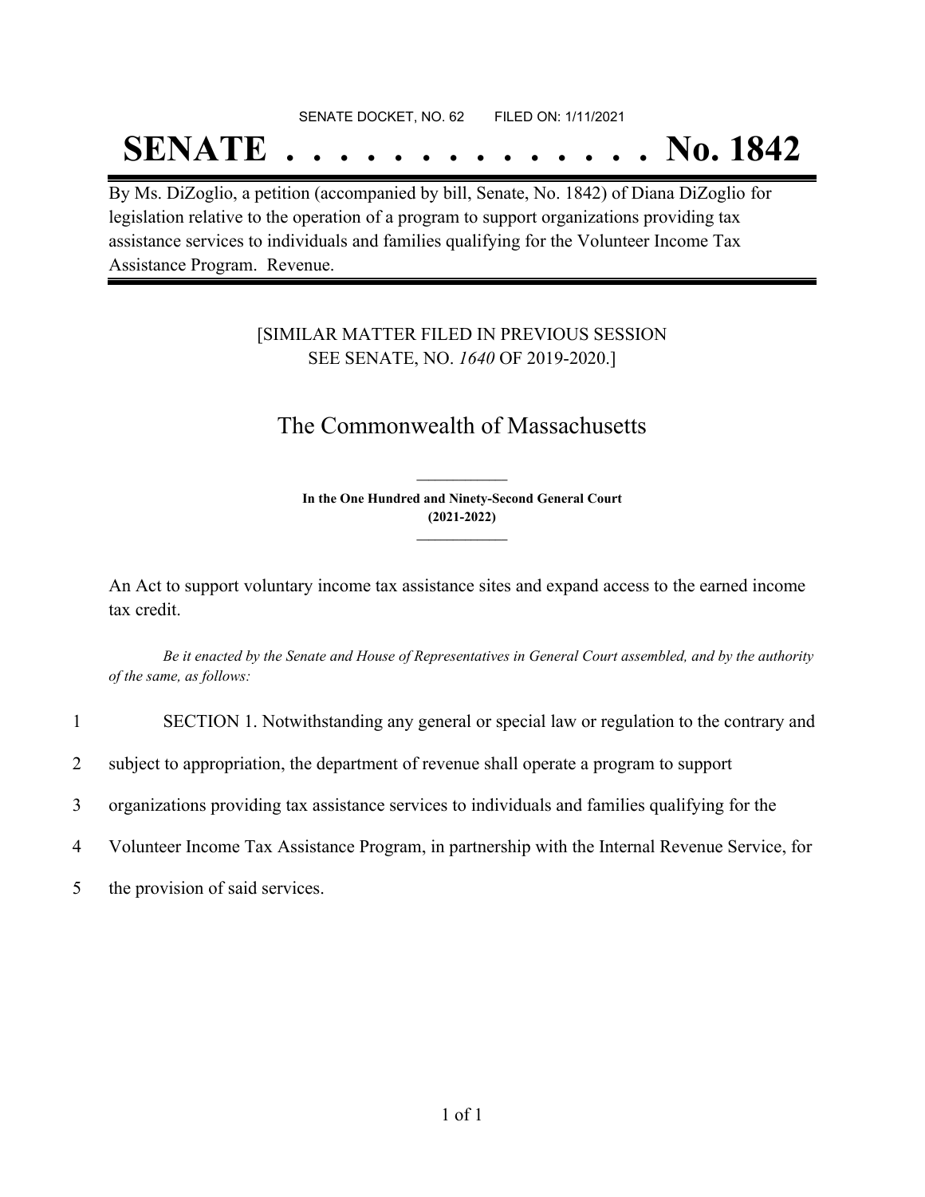SENATE DOCKET, NO. 62 FILED ON: 1/11/2021

# SENATE . . . . . . . . . . . . . . No. 1842

By Ms. DiZoglio, a petition (accompanied by bill, Senate, No. 1842) of Diana DiZoglio for legislation relative to the operation of a program to support organizations providing tax assistance services to individuals and families qualifying for the Volunteer Income Tax Assistance Program. Revenue.

[SIMILAR MATTER FILED IN PREVIOUS SESSION
SEE SENATE, NO. *1640* OF 2019-2020.]

## The Commonwealth of Massachusetts

**In the One Hundred and Ninety-Second General Court**
**(2021-2022)**

An Act to support voluntary income tax assistance sites and expand access to the earned income tax credit.

*Be it enacted by the Senate and House of Representatives in General Court assembled, and by the authority of the same, as follows:*

1 SECTION 1. Notwithstanding any general or special law or regulation to the contrary and
2 subject to appropriation, the department of revenue shall operate a program to support
3 organizations providing tax assistance services to individuals and families qualifying for the
4 Volunteer Income Tax Assistance Program, in partnership with the Internal Revenue Service, for
5 the provision of said services.